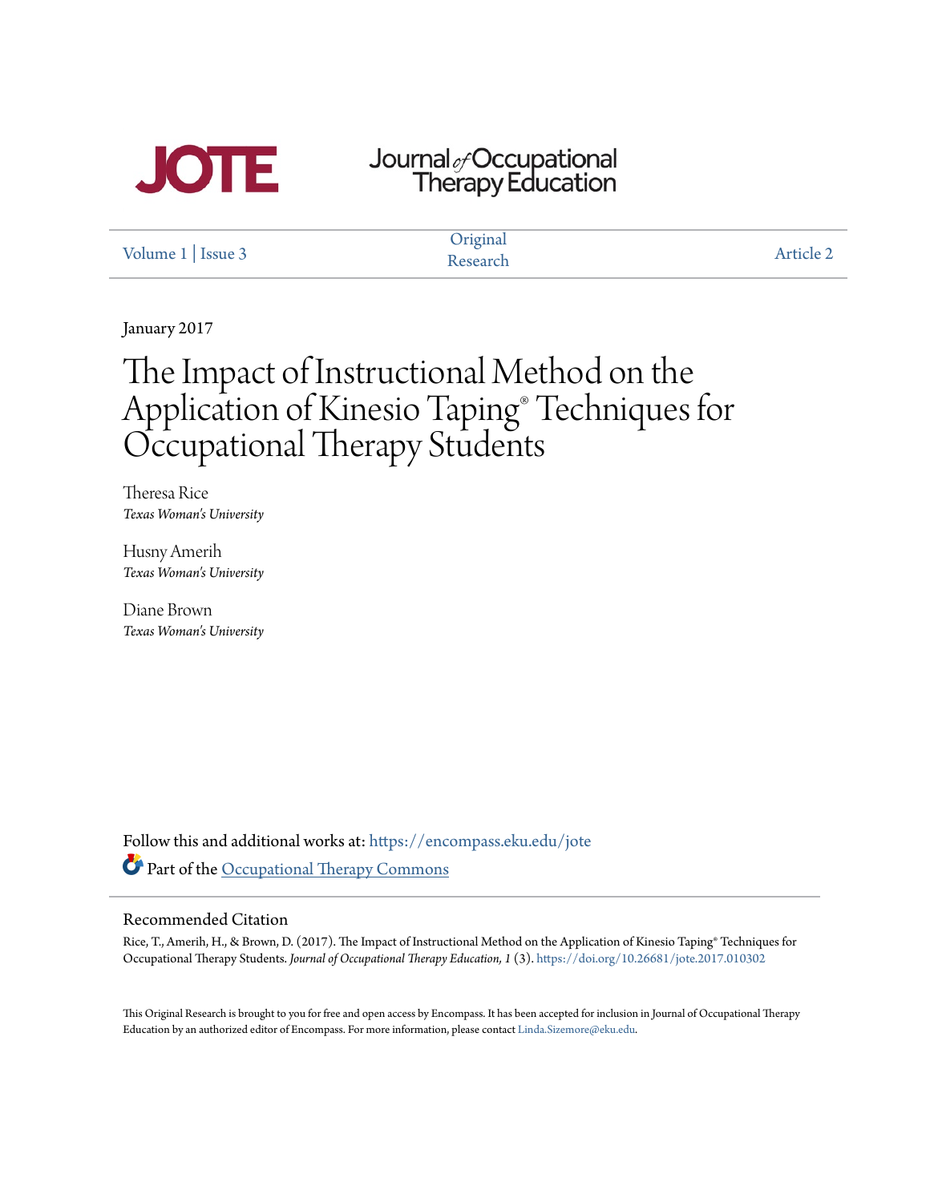JOTE

Journal of Occupational Therapy Education

Volume 1 | Issue 3 — Original Research — Article 2

January 2017

# The Impact of Instructional Method on the Application of Kinesio Taping® Techniques for Occupational Therapy Students

Theresa Rice
*Texas Woman's University*

Husny Amerih
*Texas Woman's University*

Diane Brown
*Texas Woman's University*

Follow this and additional works at: https://encompass.eku.edu/jote

Part of the Occupational Therapy Commons

## Recommended Citation

Rice, T., Amerih, H., & Brown, D. (2017). The Impact of Instructional Method on the Application of Kinesio Taping® Techniques for Occupational Therapy Students. *Journal of Occupational Therapy Education, 1* (3). https://doi.org/10.26681/jote.2017.010302

This Original Research is brought to you for free and open access by Encompass. It has been accepted for inclusion in Journal of Occupational Therapy Education by an authorized editor of Encompass. For more information, please contact Linda.Sizemore@eku.edu.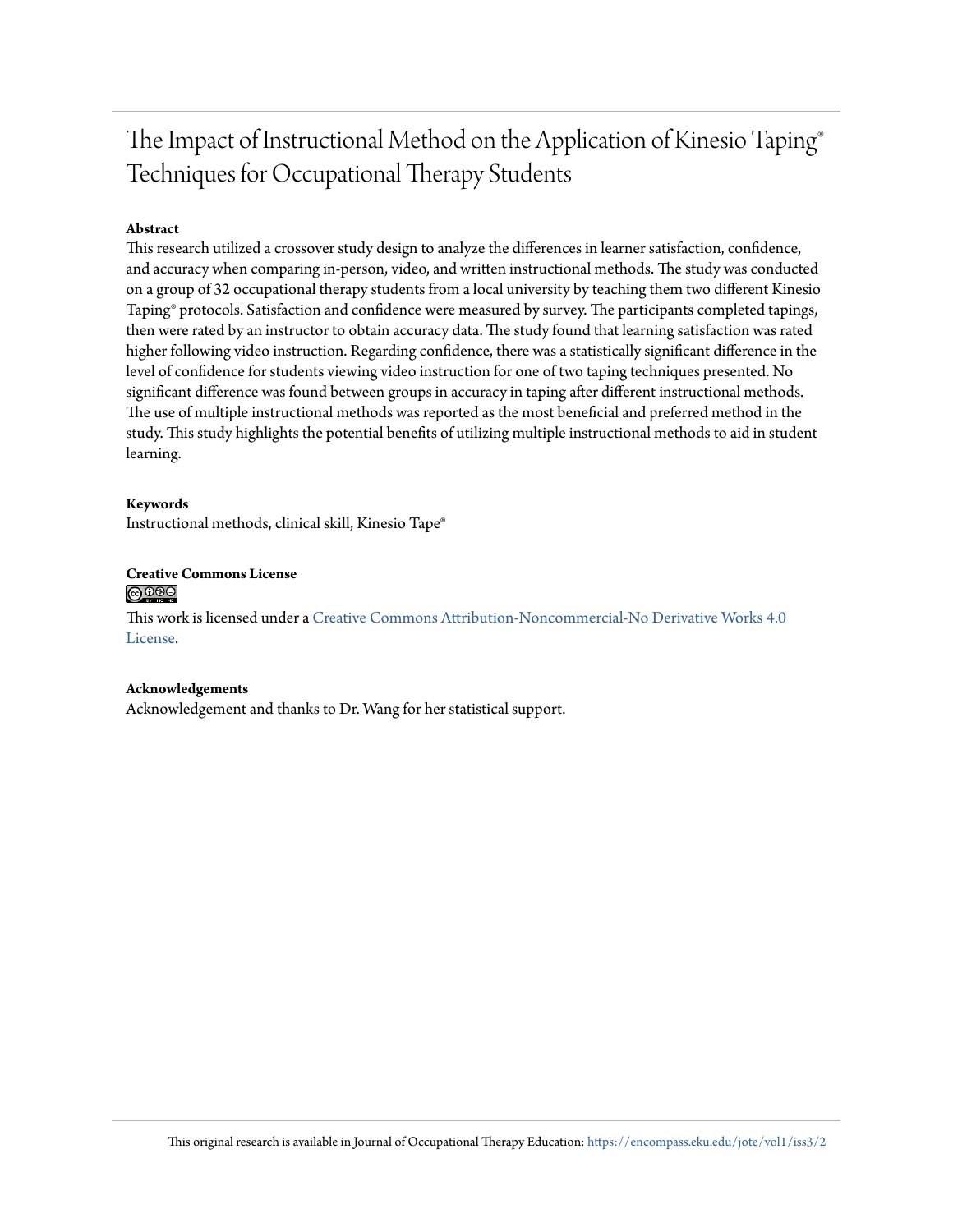# The Impact of Instructional Method on the Application of Kinesio Taping® Techniques for Occupational Therapy Students

**Abstract**

This research utilized a crossover study design to analyze the differences in learner satisfaction, confidence, and accuracy when comparing in-person, video, and written instructional methods. The study was conducted on a group of 32 occupational therapy students from a local university by teaching them two different Kinesio Taping® protocols. Satisfaction and confidence were measured by survey. The participants completed tapings, then were rated by an instructor to obtain accuracy data. The study found that learning satisfaction was rated higher following video instruction. Regarding confidence, there was a statistically significant difference in the level of confidence for students viewing video instruction for one of two taping techniques presented. No significant difference was found between groups in accuracy in taping after different instructional methods. The use of multiple instructional methods was reported as the most beneficial and preferred method in the study. This study highlights the potential benefits of utilizing multiple instructional methods to aid in student learning.

**Keywords**

Instructional methods, clinical skill, Kinesio Tape®

**Creative Commons License**

This work is licensed under a Creative Commons Attribution-Noncommercial-No Derivative Works 4.0 License.

**Acknowledgements**

Acknowledgement and thanks to Dr. Wang for her statistical support.

This original research is available in Journal of Occupational Therapy Education: https://encompass.eku.edu/jote/vol1/iss3/2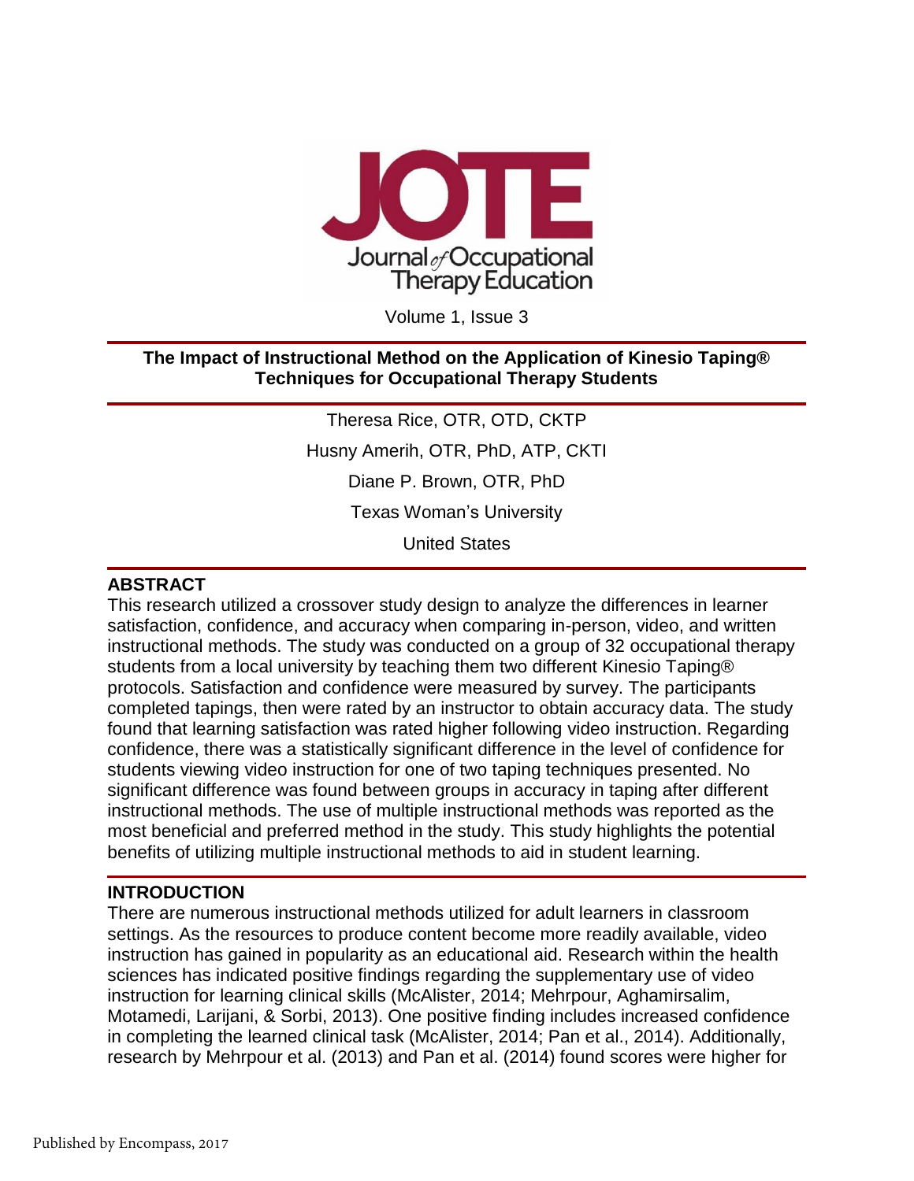Volume 1, Issue 3

# The Impact of Instructional Method on the Application of Kinesio Taping® Techniques for Occupational Therapy Students

Theresa Rice, OTR, OTD, CKTP

Husny Amerih, OTR, PhD, ATP, CKTI

Diane P. Brown, OTR, PhD

Texas Woman's University

United States

## ABSTRACT

This research utilized a crossover study design to analyze the differences in learner satisfaction, confidence, and accuracy when comparing in-person, video, and written instructional methods. The study was conducted on a group of 32 occupational therapy students from a local university by teaching them two different Kinesio Taping® protocols. Satisfaction and confidence were measured by survey. The participants completed tapings, then were rated by an instructor to obtain accuracy data. The study found that learning satisfaction was rated higher following video instruction. Regarding confidence, there was a statistically significant difference in the level of confidence for students viewing video instruction for one of two taping techniques presented. No significant difference was found between groups in accuracy in taping after different instructional methods. The use of multiple instructional methods was reported as the most beneficial and preferred method in the study. This study highlights the potential benefits of utilizing multiple instructional methods to aid in student learning.

## INTRODUCTION

There are numerous instructional methods utilized for adult learners in classroom settings. As the resources to produce content become more readily available, video instruction has gained in popularity as an educational aid. Research within the health sciences has indicated positive findings regarding the supplementary use of video instruction for learning clinical skills (McAlister, 2014; Mehrpour, Aghamirsalim, Motamedi, Larijani, & Sorbi, 2013). One positive finding includes increased confidence in completing the learned clinical task (McAlister, 2014; Pan et al., 2014). Additionally, research by Mehrpour et al. (2013) and Pan et al. (2014) found scores were higher for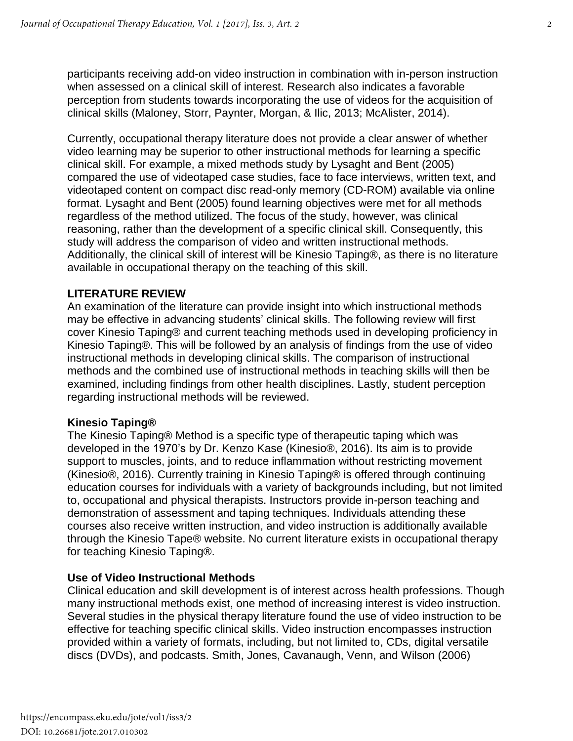participants receiving add-on video instruction in combination with in-person instruction when assessed on a clinical skill of interest. Research also indicates a favorable perception from students towards incorporating the use of videos for the acquisition of clinical skills (Maloney, Storr, Paynter, Morgan, & Ilic, 2013; McAlister, 2014).

Currently, occupational therapy literature does not provide a clear answer of whether video learning may be superior to other instructional methods for learning a specific clinical skill. For example, a mixed methods study by Lysaght and Bent (2005) compared the use of videotaped case studies, face to face interviews, written text, and videotaped content on compact disc read-only memory (CD-ROM) available via online format. Lysaght and Bent (2005) found learning objectives were met for all methods regardless of the method utilized. The focus of the study, however, was clinical reasoning, rather than the development of a specific clinical skill. Consequently, this study will address the comparison of video and written instructional methods. Additionally, the clinical skill of interest will be Kinesio Taping®, as there is no literature available in occupational therapy on the teaching of this skill.

## LITERATURE REVIEW

An examination of the literature can provide insight into which instructional methods may be effective in advancing students' clinical skills. The following review will first cover Kinesio Taping® and current teaching methods used in developing proficiency in Kinesio Taping®. This will be followed by an analysis of findings from the use of video instructional methods in developing clinical skills. The comparison of instructional methods and the combined use of instructional methods in teaching skills will then be examined, including findings from other health disciplines. Lastly, student perception regarding instructional methods will be reviewed.

### Kinesio Taping®

The Kinesio Taping® Method is a specific type of therapeutic taping which was developed in the 1970's by Dr. Kenzo Kase (Kinesio®, 2016). Its aim is to provide support to muscles, joints, and to reduce inflammation without restricting movement (Kinesio®, 2016). Currently training in Kinesio Taping® is offered through continuing education courses for individuals with a variety of backgrounds including, but not limited to, occupational and physical therapists. Instructors provide in-person teaching and demonstration of assessment and taping techniques. Individuals attending these courses also receive written instruction, and video instruction is additionally available through the Kinesio Tape® website. No current literature exists in occupational therapy for teaching Kinesio Taping®.

### Use of Video Instructional Methods

Clinical education and skill development is of interest across health professions. Though many instructional methods exist, one method of increasing interest is video instruction. Several studies in the physical therapy literature found the use of video instruction to be effective for teaching specific clinical skills. Video instruction encompasses instruction provided within a variety of formats, including, but not limited to, CDs, digital versatile discs (DVDs), and podcasts. Smith, Jones, Cavanaugh, Venn, and Wilson (2006)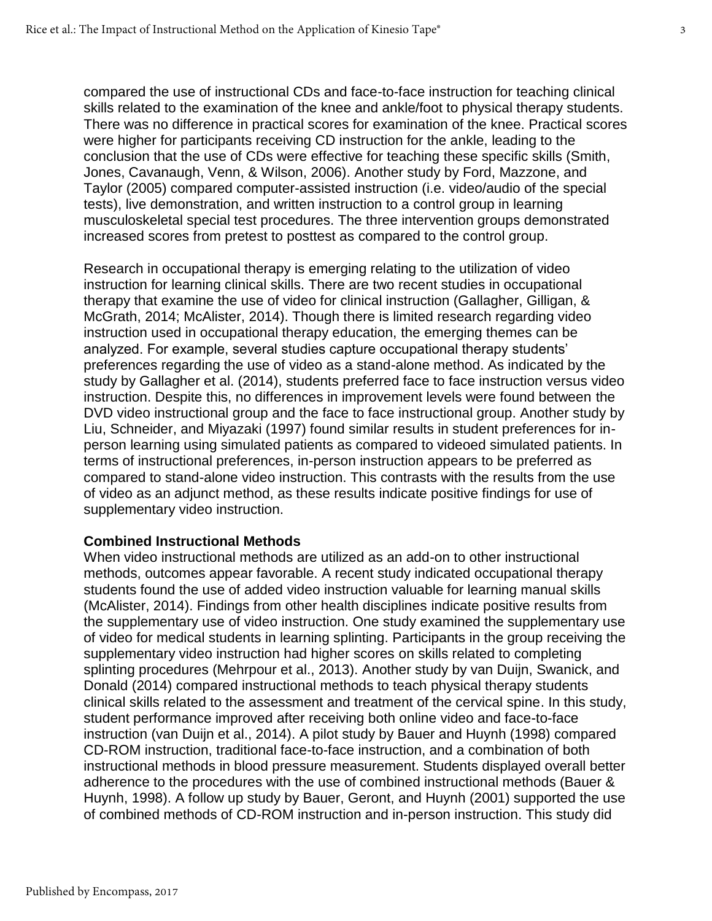compared the use of instructional CDs and face-to-face instruction for teaching clinical skills related to the examination of the knee and ankle/foot to physical therapy students. There was no difference in practical scores for examination of the knee. Practical scores were higher for participants receiving CD instruction for the ankle, leading to the conclusion that the use of CDs were effective for teaching these specific skills (Smith, Jones, Cavanaugh, Venn, & Wilson, 2006). Another study by Ford, Mazzone, and Taylor (2005) compared computer-assisted instruction (i.e. video/audio of the special tests), live demonstration, and written instruction to a control group in learning musculoskeletal special test procedures. The three intervention groups demonstrated increased scores from pretest to posttest as compared to the control group.

Research in occupational therapy is emerging relating to the utilization of video instruction for learning clinical skills. There are two recent studies in occupational therapy that examine the use of video for clinical instruction (Gallagher, Gilligan, & McGrath, 2014; McAlister, 2014). Though there is limited research regarding video instruction used in occupational therapy education, the emerging themes can be analyzed. For example, several studies capture occupational therapy students' preferences regarding the use of video as a stand-alone method. As indicated by the study by Gallagher et al. (2014), students preferred face to face instruction versus video instruction. Despite this, no differences in improvement levels were found between the DVD video instructional group and the face to face instructional group. Another study by Liu, Schneider, and Miyazaki (1997) found similar results in student preferences for in-person learning using simulated patients as compared to videoed simulated patients. In terms of instructional preferences, in-person instruction appears to be preferred as compared to stand-alone video instruction. This contrasts with the results from the use of video as an adjunct method, as these results indicate positive findings for use of supplementary video instruction.

### Combined Instructional Methods

When video instructional methods are utilized as an add-on to other instructional methods, outcomes appear favorable. A recent study indicated occupational therapy students found the use of added video instruction valuable for learning manual skills (McAlister, 2014). Findings from other health disciplines indicate positive results from the supplementary use of video instruction. One study examined the supplementary use of video for medical students in learning splinting. Participants in the group receiving the supplementary video instruction had higher scores on skills related to completing splinting procedures (Mehrpour et al., 2013). Another study by van Duijn, Swanick, and Donald (2014) compared instructional methods to teach physical therapy students clinical skills related to the assessment and treatment of the cervical spine. In this study, student performance improved after receiving both online video and face-to-face instruction (van Duijn et al., 2014). A pilot study by Bauer and Huynh (1998) compared CD-ROM instruction, traditional face-to-face instruction, and a combination of both instructional methods in blood pressure measurement. Students displayed overall better adherence to the procedures with the use of combined instructional methods (Bauer & Huynh, 1998). A follow up study by Bauer, Geront, and Huynh (2001) supported the use of combined methods of CD-ROM instruction and in-person instruction. This study did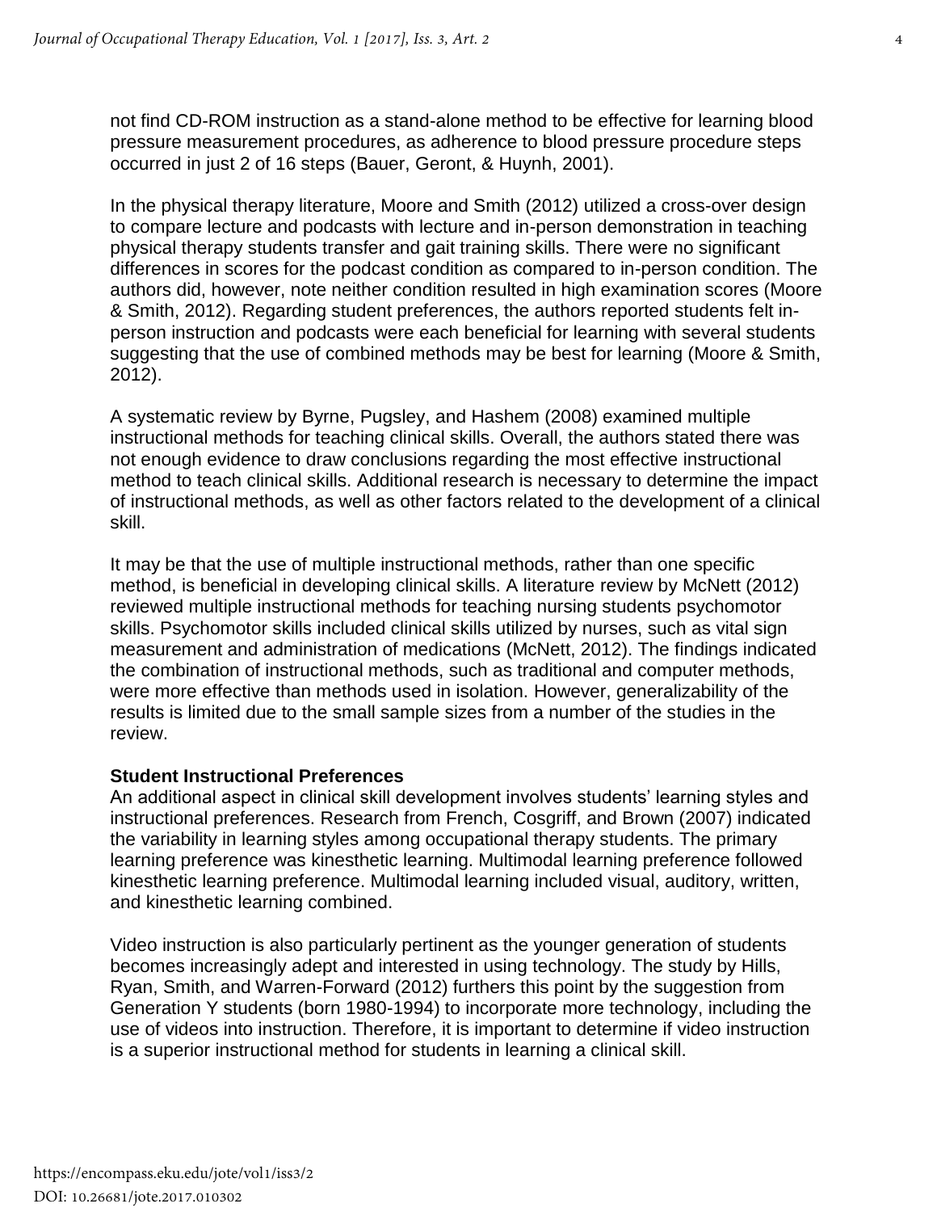not find CD-ROM instruction as a stand-alone method to be effective for learning blood pressure measurement procedures, as adherence to blood pressure procedure steps occurred in just 2 of 16 steps (Bauer, Geront, & Huynh, 2001).

In the physical therapy literature, Moore and Smith (2012) utilized a cross-over design to compare lecture and podcasts with lecture and in-person demonstration in teaching physical therapy students transfer and gait training skills. There were no significant differences in scores for the podcast condition as compared to in-person condition. The authors did, however, note neither condition resulted in high examination scores (Moore & Smith, 2012). Regarding student preferences, the authors reported students felt in-person instruction and podcasts were each beneficial for learning with several students suggesting that the use of combined methods may be best for learning (Moore & Smith, 2012).

A systematic review by Byrne, Pugsley, and Hashem (2008) examined multiple instructional methods for teaching clinical skills. Overall, the authors stated there was not enough evidence to draw conclusions regarding the most effective instructional method to teach clinical skills. Additional research is necessary to determine the impact of instructional methods, as well as other factors related to the development of a clinical skill.

It may be that the use of multiple instructional methods, rather than one specific method, is beneficial in developing clinical skills. A literature review by McNett (2012) reviewed multiple instructional methods for teaching nursing students psychomotor skills. Psychomotor skills included clinical skills utilized by nurses, such as vital sign measurement and administration of medications (McNett, 2012). The findings indicated the combination of instructional methods, such as traditional and computer methods, were more effective than methods used in isolation. However, generalizability of the results is limited due to the small sample sizes from a number of the studies in the review.

**Student Instructional Preferences**

An additional aspect in clinical skill development involves students' learning styles and instructional preferences. Research from French, Cosgriff, and Brown (2007) indicated the variability in learning styles among occupational therapy students. The primary learning preference was kinesthetic learning. Multimodal learning preference followed kinesthetic learning preference. Multimodal learning included visual, auditory, written, and kinesthetic learning combined.

Video instruction is also particularly pertinent as the younger generation of students becomes increasingly adept and interested in using technology. The study by Hills, Ryan, Smith, and Warren-Forward (2012) furthers this point by the suggestion from Generation Y students (born 1980-1994) to incorporate more technology, including the use of videos into instruction. Therefore, it is important to determine if video instruction is a superior instructional method for students in learning a clinical skill.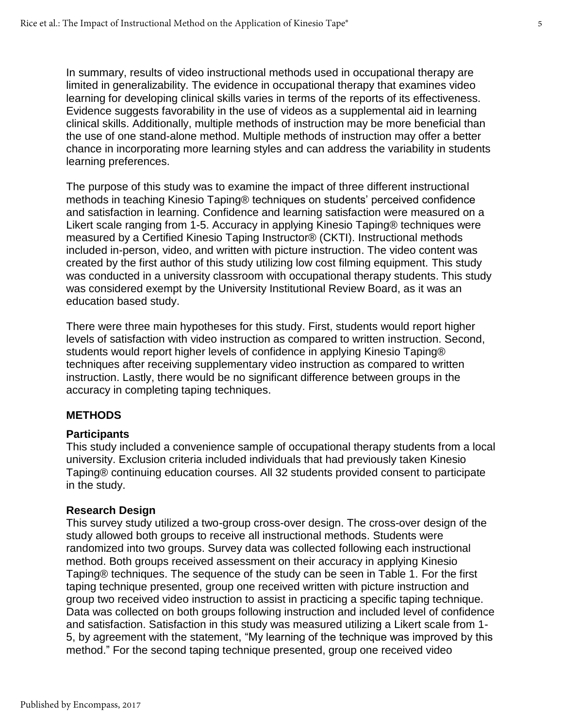In summary, results of video instructional methods used in occupational therapy are limited in generalizability. The evidence in occupational therapy that examines video learning for developing clinical skills varies in terms of the reports of its effectiveness. Evidence suggests favorability in the use of videos as a supplemental aid in learning clinical skills. Additionally, multiple methods of instruction may be more beneficial than the use of one stand-alone method. Multiple methods of instruction may offer a better chance in incorporating more learning styles and can address the variability in students learning preferences.

The purpose of this study was to examine the impact of three different instructional methods in teaching Kinesio Taping® techniques on students' perceived confidence and satisfaction in learning. Confidence and learning satisfaction were measured on a Likert scale ranging from 1-5. Accuracy in applying Kinesio Taping® techniques were measured by a Certified Kinesio Taping Instructor® (CKTI). Instructional methods included in-person, video, and written with picture instruction. The video content was created by the first author of this study utilizing low cost filming equipment. This study was conducted in a university classroom with occupational therapy students. This study was considered exempt by the University Institutional Review Board, as it was an education based study.

There were three main hypotheses for this study. First, students would report higher levels of satisfaction with video instruction as compared to written instruction. Second, students would report higher levels of confidence in applying Kinesio Taping® techniques after receiving supplementary video instruction as compared to written instruction. Lastly, there would be no significant difference between groups in the accuracy in completing taping techniques.

## METHODS

### Participants

This study included a convenience sample of occupational therapy students from a local university. Exclusion criteria included individuals that had previously taken Kinesio Taping® continuing education courses. All 32 students provided consent to participate in the study.

### Research Design

This survey study utilized a two-group cross-over design. The cross-over design of the study allowed both groups to receive all instructional methods. Students were randomized into two groups. Survey data was collected following each instructional method. Both groups received assessment on their accuracy in applying Kinesio Taping® techniques. The sequence of the study can be seen in Table 1. For the first taping technique presented, group one received written with picture instruction and group two received video instruction to assist in practicing a specific taping technique. Data was collected on both groups following instruction and included level of confidence and satisfaction. Satisfaction in this study was measured utilizing a Likert scale from 1-5, by agreement with the statement, "My learning of the technique was improved by this method." For the second taping technique presented, group one received video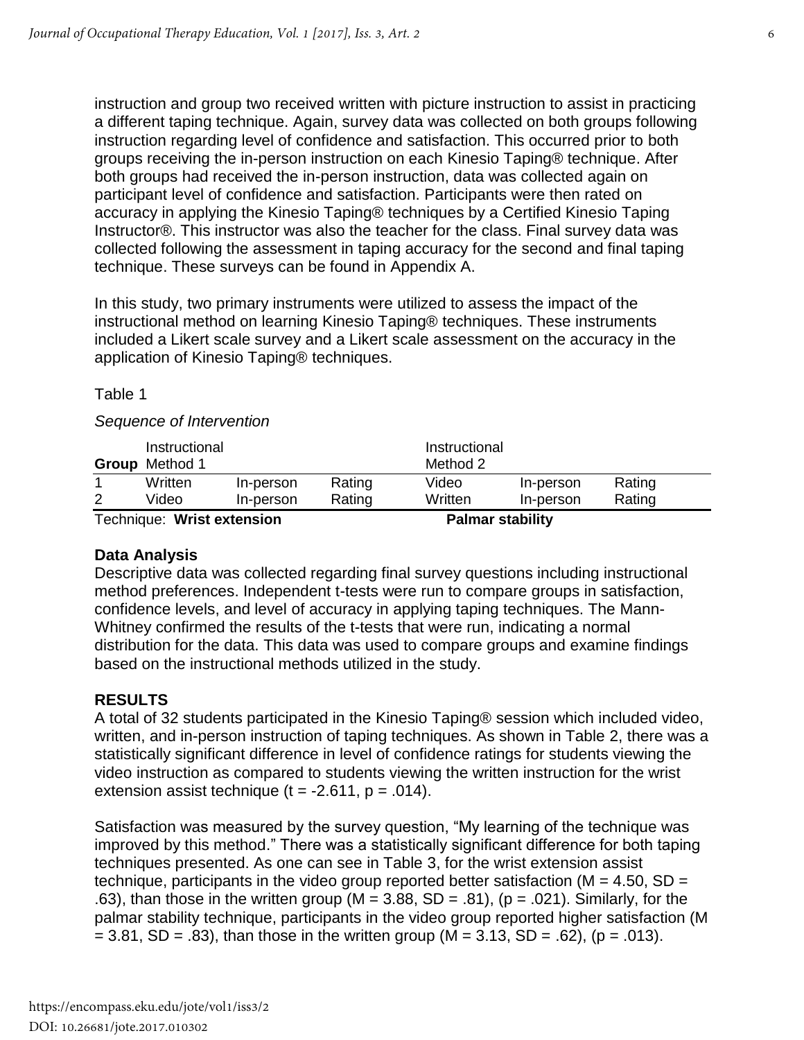instruction and group two received written with picture instruction to assist in practicing a different taping technique. Again, survey data was collected on both groups following instruction regarding level of confidence and satisfaction. This occurred prior to both groups receiving the in-person instruction on each Kinesio Taping® technique. After both groups had received the in-person instruction, data was collected again on participant level of confidence and satisfaction. Participants were then rated on accuracy in applying the Kinesio Taping® techniques by a Certified Kinesio Taping Instructor®. This instructor was also the teacher for the class. Final survey data was collected following the assessment in taping accuracy for the second and final taping technique. These surveys can be found in Appendix A.

In this study, two primary instruments were utilized to assess the impact of the instructional method on learning Kinesio Taping® techniques. These instruments included a Likert scale survey and a Likert scale assessment on the accuracy in the application of Kinesio Taping® techniques.

Table 1

*Sequence of Intervention*

| **Group** | Instructional Method 1 | | | Instructional Method 2 | | |
|---|---|---|---|---|---|---|
| 1 | Written | In-person | Rating | Video | In-person | Rating |
| 2 | Video | In-person | Rating | Written | In-person | Rating |
| Technique: | **Wrist extension** | | | **Palmar stability** | | |

### Data Analysis

Descriptive data was collected regarding final survey questions including instructional method preferences. Independent t-tests were run to compare groups in satisfaction, confidence levels, and level of accuracy in applying taping techniques. The Mann-Whitney confirmed the results of the t-tests that were run, indicating a normal distribution for the data. This data was used to compare groups and examine findings based on the instructional methods utilized in the study.

## RESULTS

A total of 32 students participated in the Kinesio Taping® session which included video, written, and in-person instruction of taping techniques. As shown in Table 2, there was a statistically significant difference in level of confidence ratings for students viewing the video instruction as compared to students viewing the written instruction for the wrist extension assist technique ($t = -2.611$, $p = .014$).

Satisfaction was measured by the survey question, "My learning of the technique was improved by this method." There was a statistically significant difference for both taping techniques presented. As one can see in Table 3, for the wrist extension assist technique, participants in the video group reported better satisfaction ($M = 4.50$, $SD = .63$), than those in the written group ($M = 3.88$, $SD = .81$), ($p = .021$). Similarly, for the palmar stability technique, participants in the video group reported higher satisfaction ($M = 3.81$, $SD = .83$), than those in the written group ($M = 3.13$, $SD = .62$), ($p = .013$).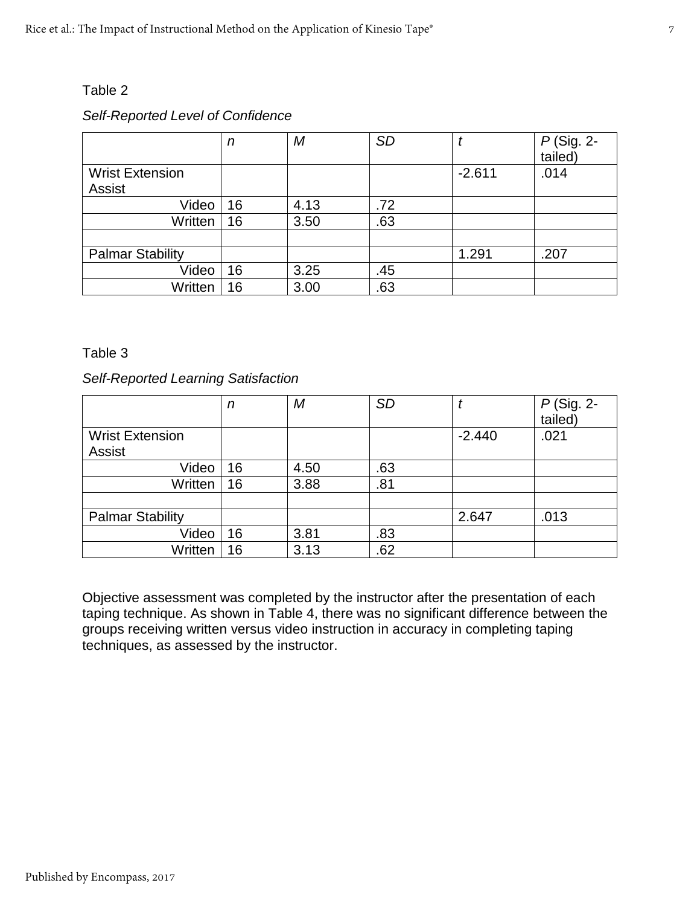Table 2

*Self-Reported Level of Confidence*

| | *n* | *M* | *SD* | *t* | *P* (Sig. 2-tailed) |
|---|---|---|---|---|---|
| Wrist Extension Assist | | | | -2.611 | .014 |
| Video | 16 | 4.13 | .72 | | |
| Written | 16 | 3.50 | .63 | | |
| | | | | | |
| Palmar Stability | | | | 1.291 | .207 |
| Video | 16 | 3.25 | .45 | | |
| Written | 16 | 3.00 | .63 | | |

Table 3

*Self-Reported Learning Satisfaction*

| | *n* | *M* | *SD* | *t* | *P* (Sig. 2-tailed) |
|---|---|---|---|---|---|
| Wrist Extension Assist | | | | -2.440 | .021 |
| Video | 16 | 4.50 | .63 | | |
| Written | 16 | 3.88 | .81 | | |
| | | | | | |
| Palmar Stability | | | | 2.647 | .013 |
| Video | 16 | 3.81 | .83 | | |
| Written | 16 | 3.13 | .62 | | |

Objective assessment was completed by the instructor after the presentation of each taping technique. As shown in Table 4, there was no significant difference between the groups receiving written versus video instruction in accuracy in completing taping techniques, as assessed by the instructor.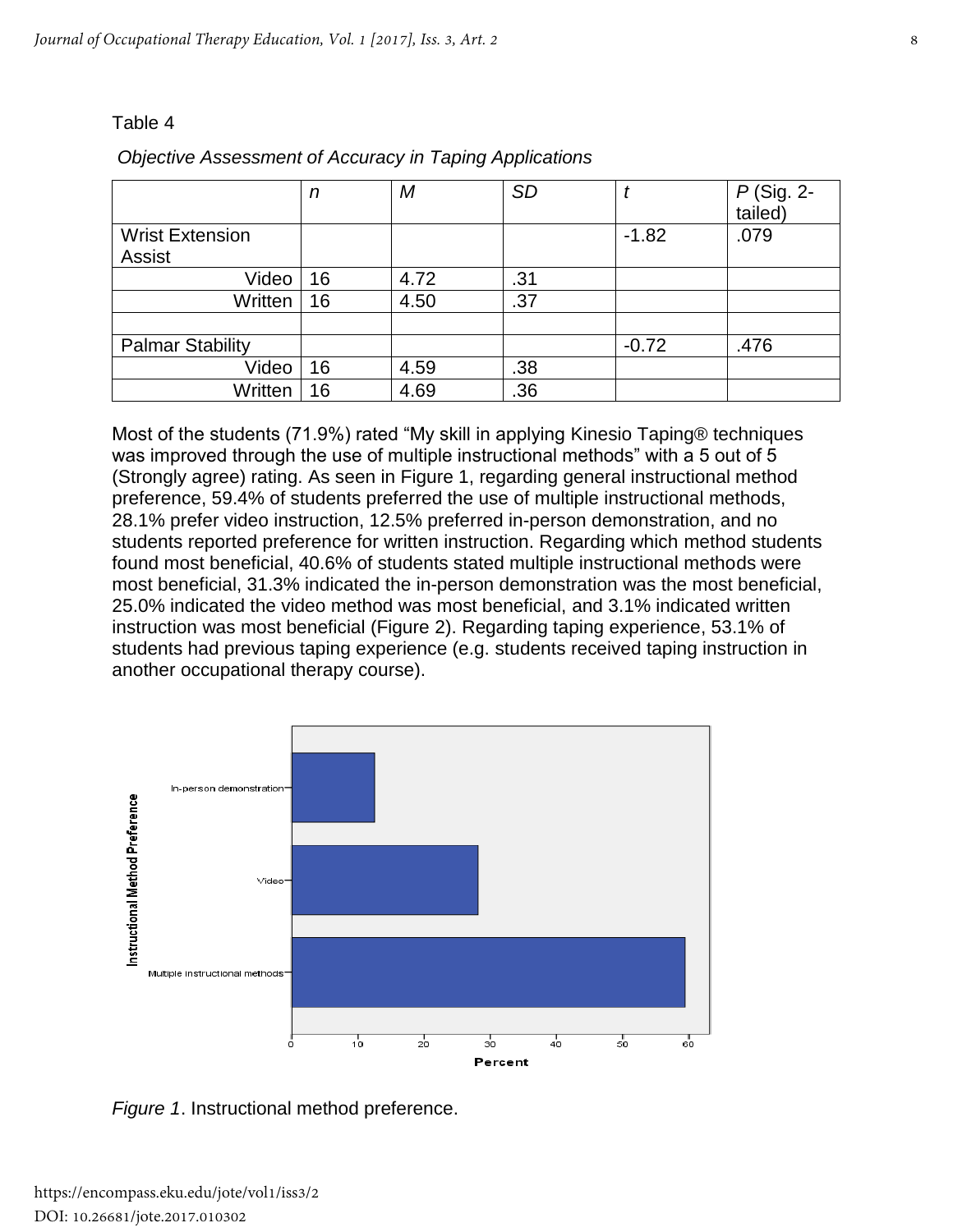Table 4

*Objective Assessment of Accuracy in Taping Applications*

| | *n* | *M* | *SD* | *t* | *P* (Sig. 2-tailed) |
|---|---|---|---|---|---|
| Wrist Extension Assist | | | | -1.82 | .079 |
| Video | 16 | 4.72 | .31 | | |
| Written | 16 | 4.50 | .37 | | |
| | | | | | |
| Palmar Stability | | | | -0.72 | .476 |
| Video | 16 | 4.59 | .38 | | |
| Written | 16 | 4.69 | .36 | | |

Most of the students (71.9%) rated "My skill in applying Kinesio Taping® techniques was improved through the use of multiple instructional methods" with a 5 out of 5 (Strongly agree) rating. As seen in Figure 1, regarding general instructional method preference, 59.4% of students preferred the use of multiple instructional methods, 28.1% prefer video instruction, 12.5% preferred in-person demonstration, and no students reported preference for written instruction. Regarding which method students found most beneficial, 40.6% of students stated multiple instructional methods were most beneficial, 31.3% indicated the in-person demonstration was the most beneficial, 25.0% indicated the video method was most beneficial, and 3.1% indicated written instruction was most beneficial (Figure 2). Regarding taping experience, 53.1% of students had previous taping experience (e.g. students received taping instruction in another occupational therapy course).

*Figure 1*. Instructional method preference.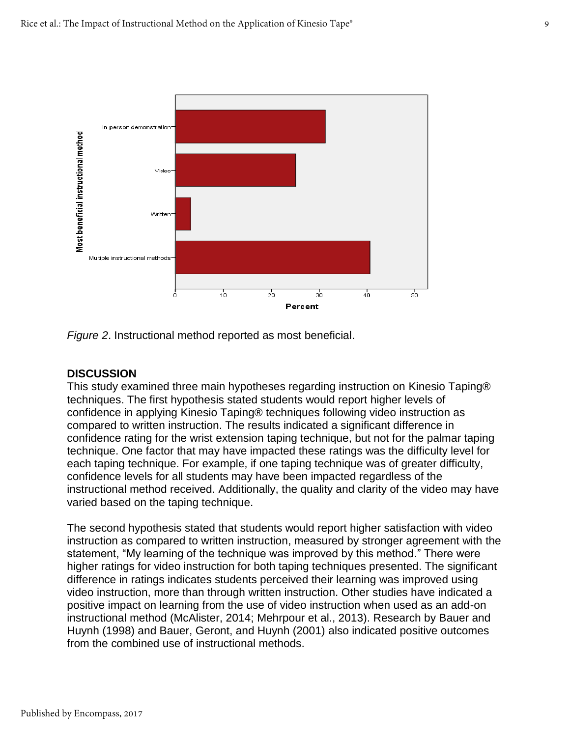*Figure 2*. Instructional method reported as most beneficial.

## DISCUSSION

This study examined three main hypotheses regarding instruction on Kinesio Taping® techniques. The first hypothesis stated students would report higher levels of confidence in applying Kinesio Taping® techniques following video instruction as compared to written instruction. The results indicated a significant difference in confidence rating for the wrist extension taping technique, but not for the palmar taping technique. One factor that may have impacted these ratings was the difficulty level for each taping technique. For example, if one taping technique was of greater difficulty, confidence levels for all students may have been impacted regardless of the instructional method received. Additionally, the quality and clarity of the video may have varied based on the taping technique.

The second hypothesis stated that students would report higher satisfaction with video instruction as compared to written instruction, measured by stronger agreement with the statement, "My learning of the technique was improved by this method." There were higher ratings for video instruction for both taping techniques presented. The significant difference in ratings indicates students perceived their learning was improved using video instruction, more than through written instruction. Other studies have indicated a positive impact on learning from the use of video instruction when used as an add-on instructional method (McAlister, 2014; Mehrpour et al., 2013). Research by Bauer and Huynh (1998) and Bauer, Geront, and Huynh (2001) also indicated positive outcomes from the combined use of instructional methods.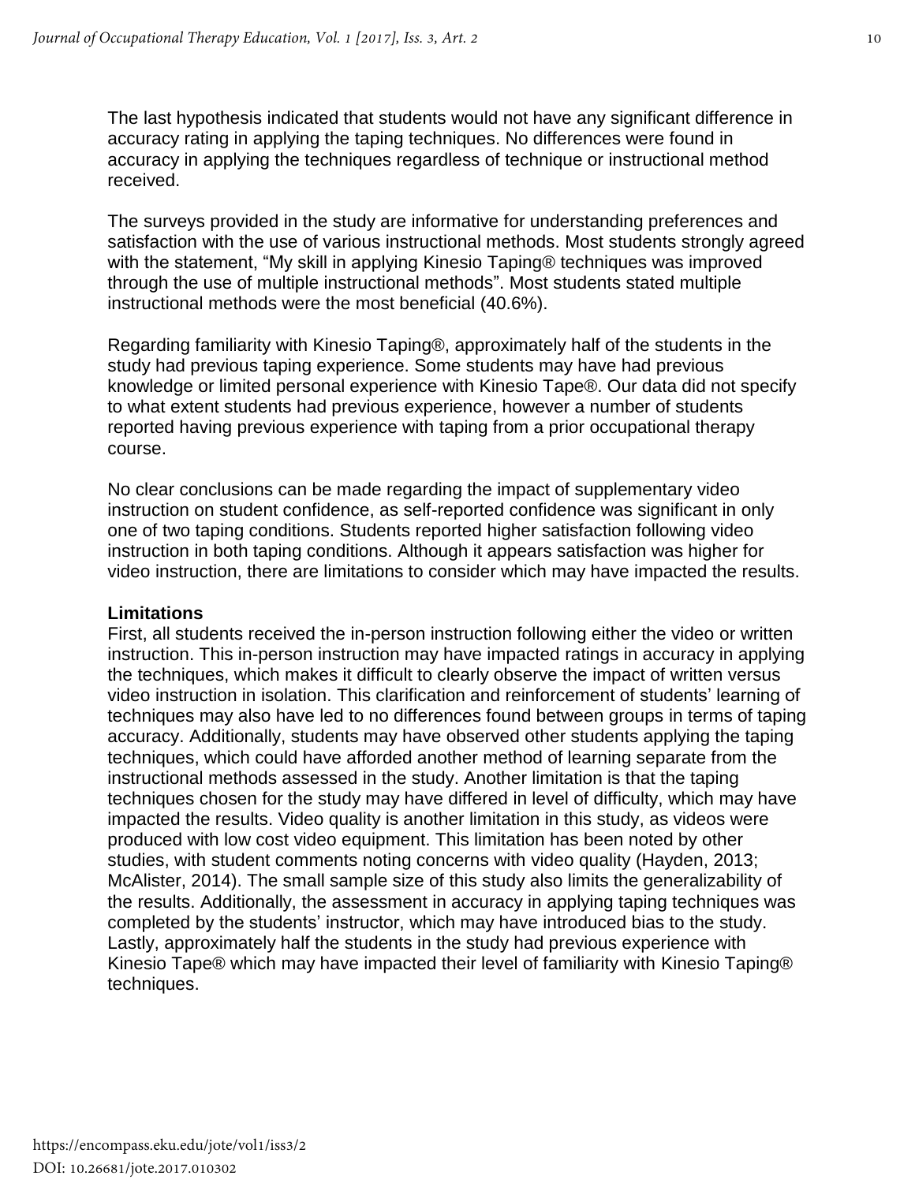The last hypothesis indicated that students would not have any significant difference in accuracy rating in applying the taping techniques. No differences were found in accuracy in applying the techniques regardless of technique or instructional method received.

The surveys provided in the study are informative for understanding preferences and satisfaction with the use of various instructional methods. Most students strongly agreed with the statement, “My skill in applying Kinesio Taping® techniques was improved through the use of multiple instructional methods”. Most students stated multiple instructional methods were the most beneficial (40.6%).

Regarding familiarity with Kinesio Taping®, approximately half of the students in the study had previous taping experience. Some students may have had previous knowledge or limited personal experience with Kinesio Tape®. Our data did not specify to what extent students had previous experience, however a number of students reported having previous experience with taping from a prior occupational therapy course.

No clear conclusions can be made regarding the impact of supplementary video instruction on student confidence, as self-reported confidence was significant in only one of two taping conditions. Students reported higher satisfaction following video instruction in both taping conditions. Although it appears satisfaction was higher for video instruction, there are limitations to consider which may have impacted the results.

**Limitations**

First, all students received the in-person instruction following either the video or written instruction. This in-person instruction may have impacted ratings in accuracy in applying the techniques, which makes it difficult to clearly observe the impact of written versus video instruction in isolation. This clarification and reinforcement of students’ learning of techniques may also have led to no differences found between groups in terms of taping accuracy. Additionally, students may have observed other students applying the taping techniques, which could have afforded another method of learning separate from the instructional methods assessed in the study. Another limitation is that the taping techniques chosen for the study may have differed in level of difficulty, which may have impacted the results. Video quality is another limitation in this study, as videos were produced with low cost video equipment. This limitation has been noted by other studies, with student comments noting concerns with video quality (Hayden, 2013; McAlister, 2014). The small sample size of this study also limits the generalizability of the results. Additionally, the assessment in accuracy in applying taping techniques was completed by the students’ instructor, which may have introduced bias to the study. Lastly, approximately half the students in the study had previous experience with Kinesio Tape® which may have impacted their level of familiarity with Kinesio Taping® techniques.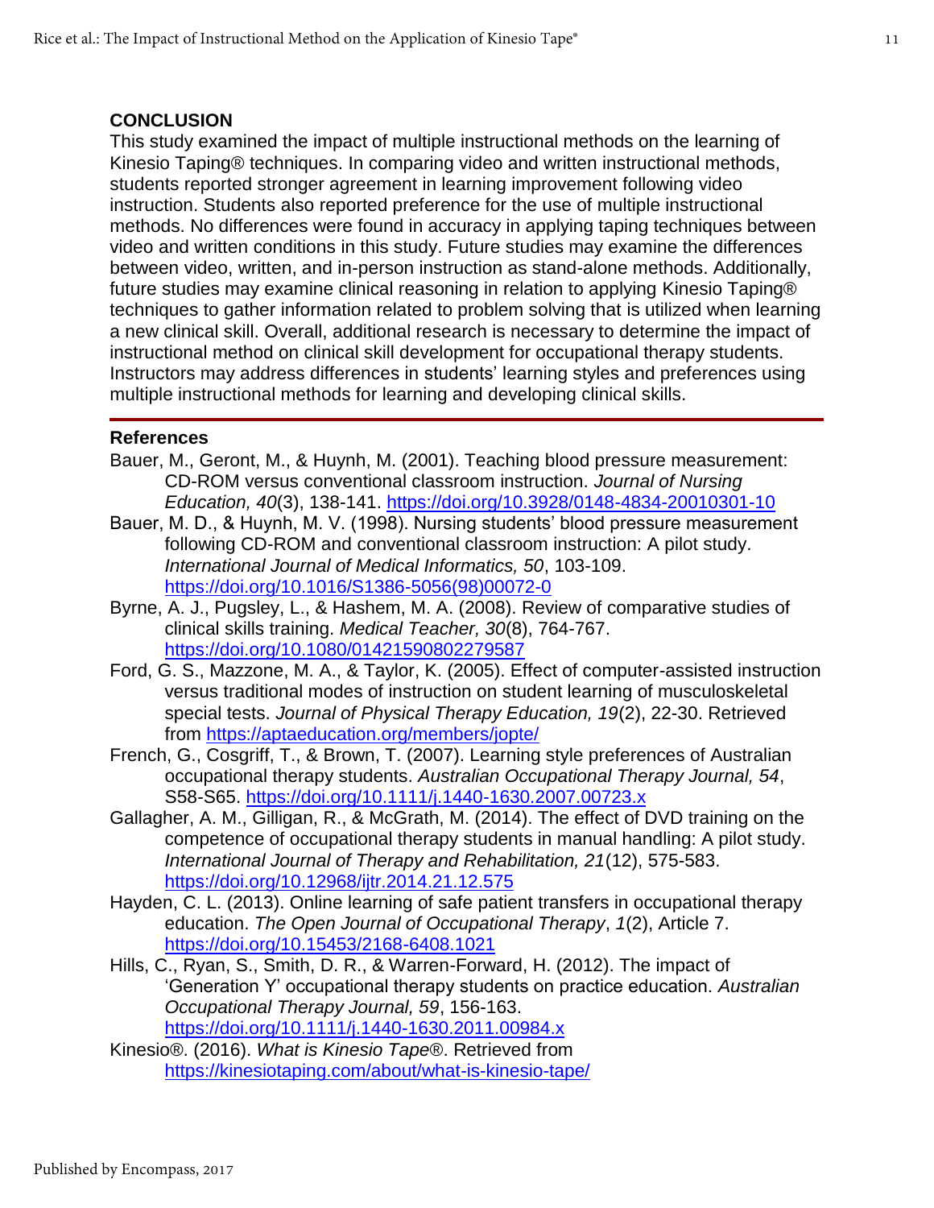## CONCLUSION

This study examined the impact of multiple instructional methods on the learning of Kinesio Taping® techniques. In comparing video and written instructional methods, students reported stronger agreement in learning improvement following video instruction. Students also reported preference for the use of multiple instructional methods. No differences were found in accuracy in applying taping techniques between video and written conditions in this study. Future studies may examine the differences between video, written, and in-person instruction as stand-alone methods. Additionally, future studies may examine clinical reasoning in relation to applying Kinesio Taping® techniques to gather information related to problem solving that is utilized when learning a new clinical skill. Overall, additional research is necessary to determine the impact of instructional method on clinical skill development for occupational therapy students. Instructors may address differences in students' learning styles and preferences using multiple instructional methods for learning and developing clinical skills.

## References

Bauer, M., Geront, M., & Huynh, M. (2001). Teaching blood pressure measurement: CD-ROM versus conventional classroom instruction. *Journal of Nursing Education, 40*(3), 138-141. https://doi.org/10.3928/0148-4834-20010301-10

Bauer, M. D., & Huynh, M. V. (1998). Nursing students' blood pressure measurement following CD-ROM and conventional classroom instruction: A pilot study. *International Journal of Medical Informatics, 50*, 103-109. https://doi.org/10.1016/S1386-5056(98)00072-0

Byrne, A. J., Pugsley, L., & Hashem, M. A. (2008). Review of comparative studies of clinical skills training. *Medical Teacher, 30*(8), 764-767. https://doi.org/10.1080/01421590802279587

Ford, G. S., Mazzone, M. A., & Taylor, K. (2005). Effect of computer-assisted instruction versus traditional modes of instruction on student learning of musculoskeletal special tests. *Journal of Physical Therapy Education, 19*(2), 22-30. Retrieved from https://aptaeducation.org/members/jopte/

French, G., Cosgriff, T., & Brown, T. (2007). Learning style preferences of Australian occupational therapy students. *Australian Occupational Therapy Journal, 54*, S58-S65. https://doi.org/10.1111/j.1440-1630.2007.00723.x

Gallagher, A. M., Gilligan, R., & McGrath, M. (2014). The effect of DVD training on the competence of occupational therapy students in manual handling: A pilot study. *International Journal of Therapy and Rehabilitation, 21*(12), 575-583. https://doi.org/10.12968/ijtr.2014.21.12.575

Hayden, C. L. (2013). Online learning of safe patient transfers in occupational therapy education. *The Open Journal of Occupational Therapy*, *1*(2), Article 7. https://doi.org/10.15453/2168-6408.1021

Hills, C., Ryan, S., Smith, D. R., & Warren-Forward, H. (2012). The impact of 'Generation Y' occupational therapy students on practice education. *Australian Occupational Therapy Journal, 59*, 156-163. https://doi.org/10.1111/j.1440-1630.2011.00984.x

Kinesio®. (2016). *What is Kinesio Tape®*. Retrieved from https://kinesiotaping.com/about/what-is-kinesio-tape/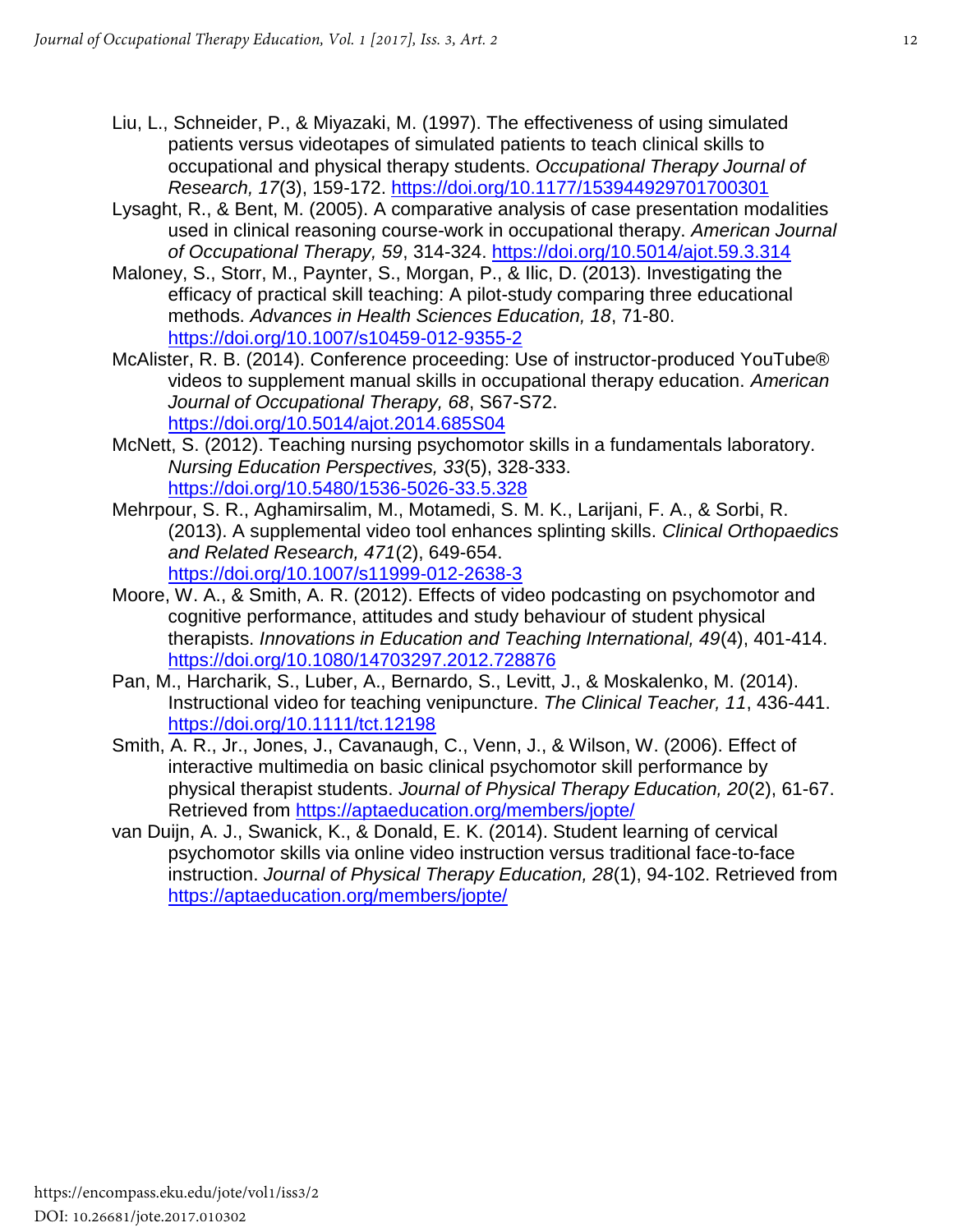Liu, L., Schneider, P., & Miyazaki, M. (1997). The effectiveness of using simulated patients versus videotapes of simulated patients to teach clinical skills to occupational and physical therapy students. *Occupational Therapy Journal of Research, 17*(3), 159-172. https://doi.org/10.1177/153944929701700301

Lysaght, R., & Bent, M. (2005). A comparative analysis of case presentation modalities used in clinical reasoning course-work in occupational therapy. *American Journal of Occupational Therapy, 59*, 314-324. https://doi.org/10.5014/ajot.59.3.314

Maloney, S., Storr, M., Paynter, S., Morgan, P., & Ilic, D. (2013). Investigating the efficacy of practical skill teaching: A pilot-study comparing three educational methods. *Advances in Health Sciences Education, 18*, 71-80. https://doi.org/10.1007/s10459-012-9355-2

McAlister, R. B. (2014). Conference proceeding: Use of instructor-produced YouTube® videos to supplement manual skills in occupational therapy education. *American Journal of Occupational Therapy, 68*, S67-S72. https://doi.org/10.5014/ajot.2014.685S04

McNett, S. (2012). Teaching nursing psychomotor skills in a fundamentals laboratory. *Nursing Education Perspectives, 33*(5), 328-333. https://doi.org/10.5480/1536-5026-33.5.328

Mehrpour, S. R., Aghamirsalim, M., Motamedi, S. M. K., Larijani, F. A., & Sorbi, R. (2013). A supplemental video tool enhances splinting skills. *Clinical Orthopaedics and Related Research, 471*(2), 649-654. https://doi.org/10.1007/s11999-012-2638-3

Moore, W. A., & Smith, A. R. (2012). Effects of video podcasting on psychomotor and cognitive performance, attitudes and study behaviour of student physical therapists. *Innovations in Education and Teaching International, 49*(4), 401-414. https://doi.org/10.1080/14703297.2012.728876

Pan, M., Harcharik, S., Luber, A., Bernardo, S., Levitt, J., & Moskalenko, M. (2014). Instructional video for teaching venipuncture. *The Clinical Teacher, 11*, 436-441. https://doi.org/10.1111/tct.12198

Smith, A. R., Jr., Jones, J., Cavanaugh, C., Venn, J., & Wilson, W. (2006). Effect of interactive multimedia on basic clinical psychomotor skill performance by physical therapist students. *Journal of Physical Therapy Education, 20*(2), 61-67. Retrieved from https://aptaeducation.org/members/jopte/

van Duijn, A. J., Swanick, K., & Donald, E. K. (2014). Student learning of cervical psychomotor skills via online video instruction versus traditional face-to-face instruction. *Journal of Physical Therapy Education, 28*(1), 94-102. Retrieved from https://aptaeducation.org/members/jopte/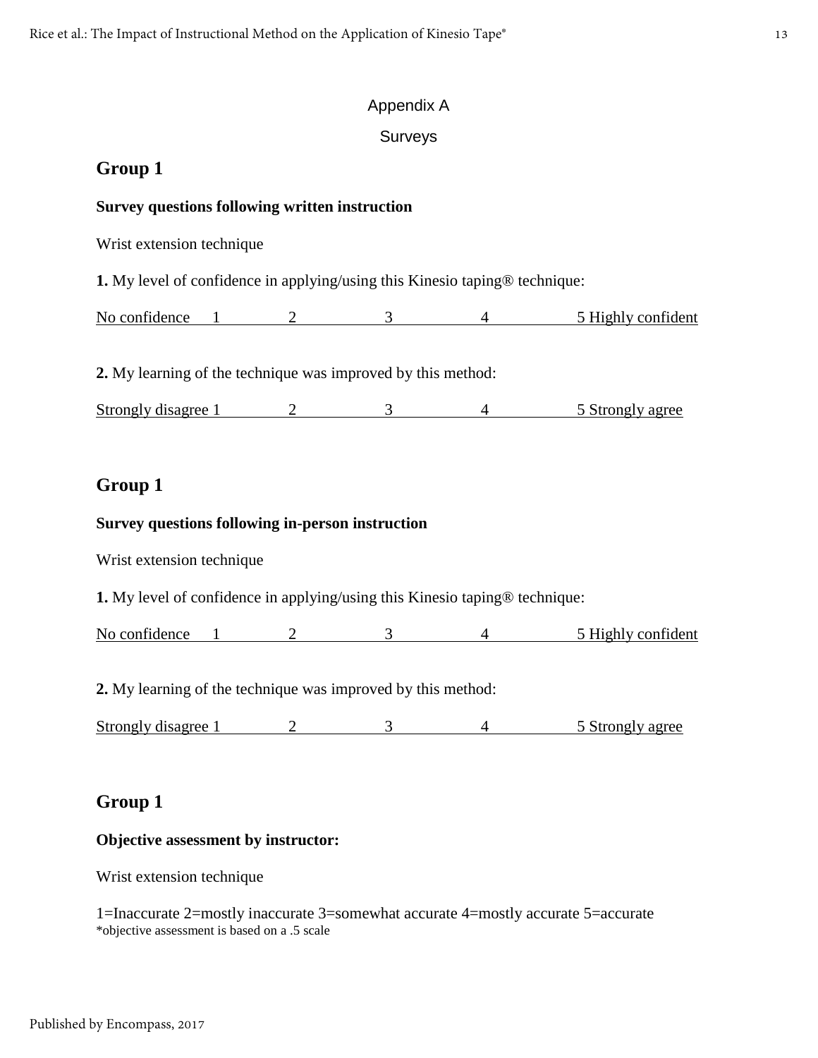# Appendix A

## Surveys

### Group 1

**Survey questions following written instruction**

Wrist extension technique

**1.** My level of confidence in applying/using this Kinesio taping® technique:

No confidence 1 2 3 4 5 Highly confident

**2.** My learning of the technique was improved by this method:

Strongly disagree 1 2 3 4 5 Strongly agree

### Group 1

**Survey questions following in-person instruction**

Wrist extension technique

**1.** My level of confidence in applying/using this Kinesio taping® technique:

No confidence 1 2 3 4 5 Highly confident

**2.** My learning of the technique was improved by this method:

Strongly disagree 1 2 3 4 5 Strongly agree

### Group 1

**Objective assessment by instructor:**

Wrist extension technique

1=Inaccurate 2=mostly inaccurate 3=somewhat accurate 4=mostly accurate 5=accurate
*objective assessment is based on a .5 scale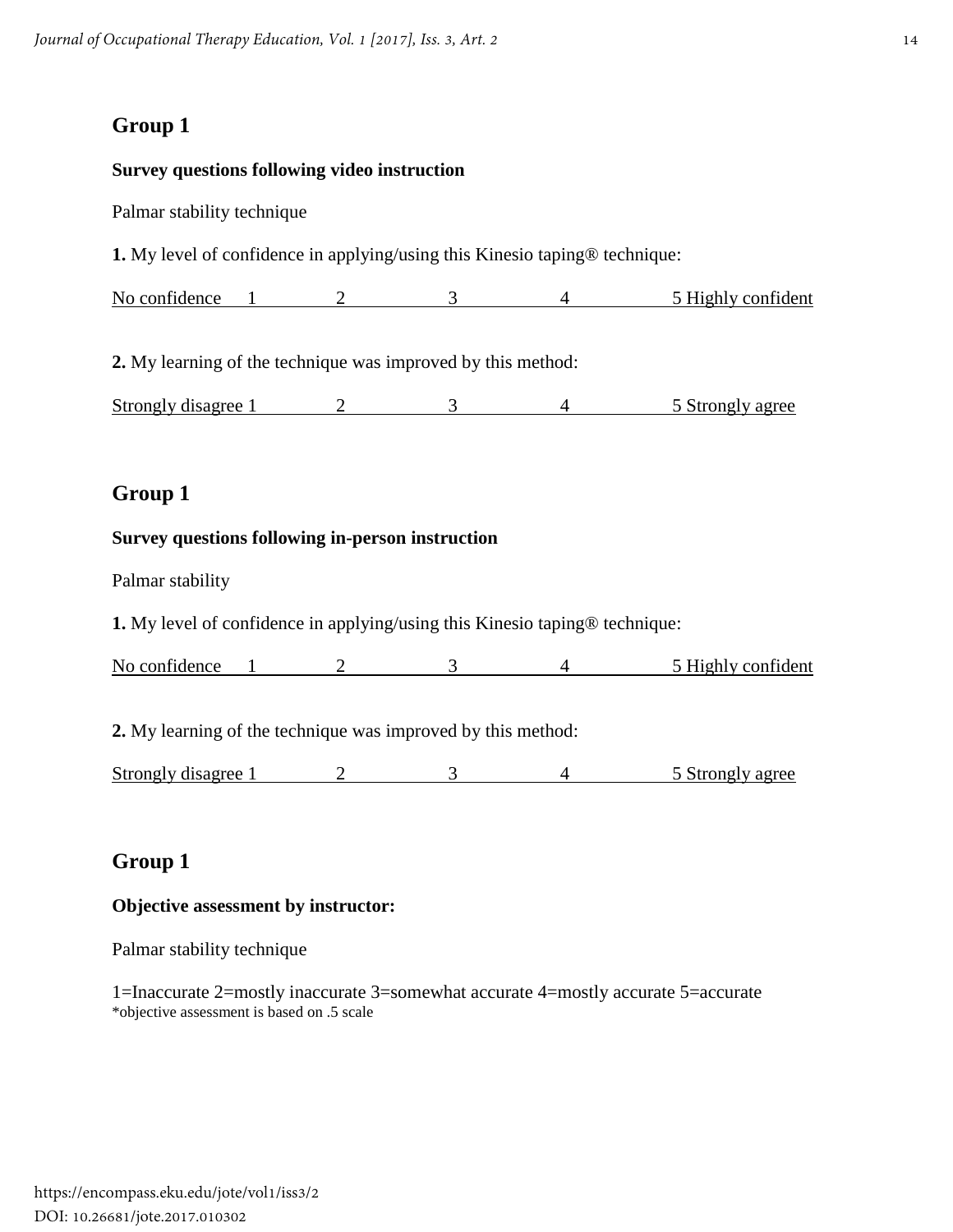## Group 1

**Survey questions following video instruction**

Palmar stability technique

**1.** My level of confidence in applying/using this Kinesio taping® technique:

No confidence 1 2 3 4 5 Highly confident

**2.** My learning of the technique was improved by this method:

Strongly disagree 1 2 3 4 5 Strongly agree

## Group 1

**Survey questions following in-person instruction**

Palmar stability

**1.** My level of confidence in applying/using this Kinesio taping® technique:

No confidence 1 2 3 4 5 Highly confident

**2.** My learning of the technique was improved by this method:

Strongly disagree 1 2 3 4 5 Strongly agree

## Group 1

**Objective assessment by instructor:**

Palmar stability technique

1=Inaccurate 2=mostly inaccurate 3=somewhat accurate 4=mostly accurate 5=accurate
*objective assessment is based on .5 scale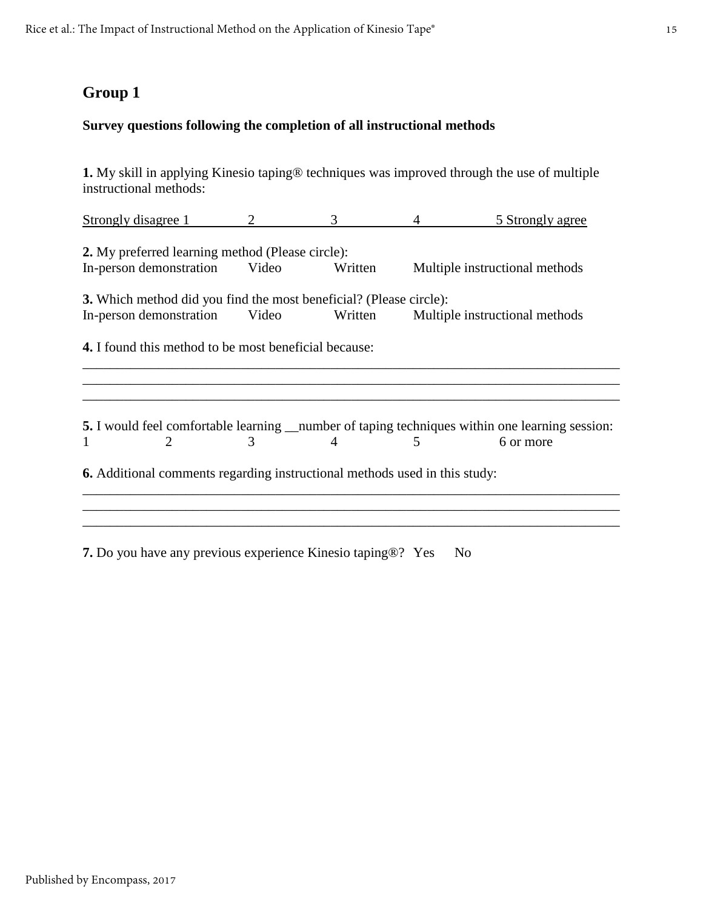## Group 1

**Survey questions following the completion of all instructional methods**

**1.** My skill in applying Kinesio taping® techniques was improved through the use of multiple instructional methods:

Strongly disagree 1 &nbsp;&nbsp;&nbsp; 2 &nbsp;&nbsp;&nbsp; 3 &nbsp;&nbsp;&nbsp; 4 &nbsp;&nbsp;&nbsp; 5 Strongly agree

**2.** My preferred learning method (Please circle):
In-person demonstration &nbsp;&nbsp;&nbsp; Video &nbsp;&nbsp;&nbsp; Written &nbsp;&nbsp;&nbsp; Multiple instructional methods

**3.** Which method did you find the most beneficial? (Please circle):
In-person demonstration &nbsp;&nbsp;&nbsp; Video &nbsp;&nbsp;&nbsp; Written &nbsp;&nbsp;&nbsp; Multiple instructional methods

**4.** I found this method to be most beneficial because:

______________________________________________________________________________
______________________________________________________________________________
______________________________________________________________________________

**5.** I would feel comfortable learning __number of taping techniques within one learning session:
1 &nbsp;&nbsp;&nbsp; 2 &nbsp;&nbsp;&nbsp; 3 &nbsp;&nbsp;&nbsp; 4 &nbsp;&nbsp;&nbsp; 5 &nbsp;&nbsp;&nbsp; 6 or more

**6.** Additional comments regarding instructional methods used in this study:

______________________________________________________________________________
______________________________________________________________________________
______________________________________________________________________________

**7.** Do you have any previous experience Kinesio taping®? &nbsp; Yes &nbsp;&nbsp;&nbsp; No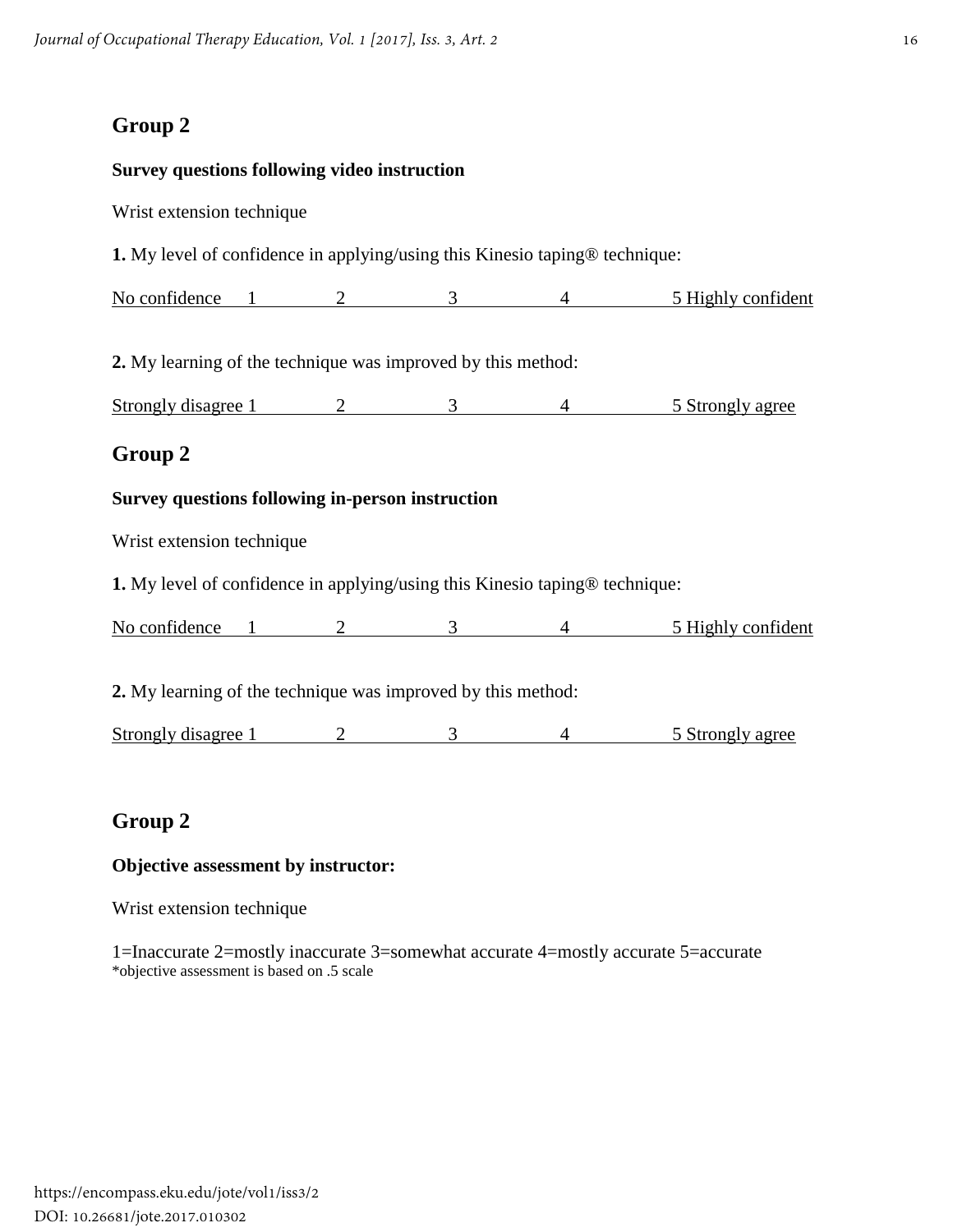## Group 2

**Survey questions following video instruction**

Wrist extension technique

**1.** My level of confidence in applying/using this Kinesio taping® technique:

No confidence 1 2 3 4 5 Highly confident

**2.** My learning of the technique was improved by this method:

Strongly disagree 1 2 3 4 5 Strongly agree

## Group 2

**Survey questions following in-person instruction**

Wrist extension technique

**1.** My level of confidence in applying/using this Kinesio taping® technique:

No confidence 1 2 3 4 5 Highly confident

**2.** My learning of the technique was improved by this method:

Strongly disagree 1 2 3 4 5 Strongly agree

## Group 2

**Objective assessment by instructor:**

Wrist extension technique

1=Inaccurate 2=mostly inaccurate 3=somewhat accurate 4=mostly accurate 5=accurate
*objective assessment is based on .5 scale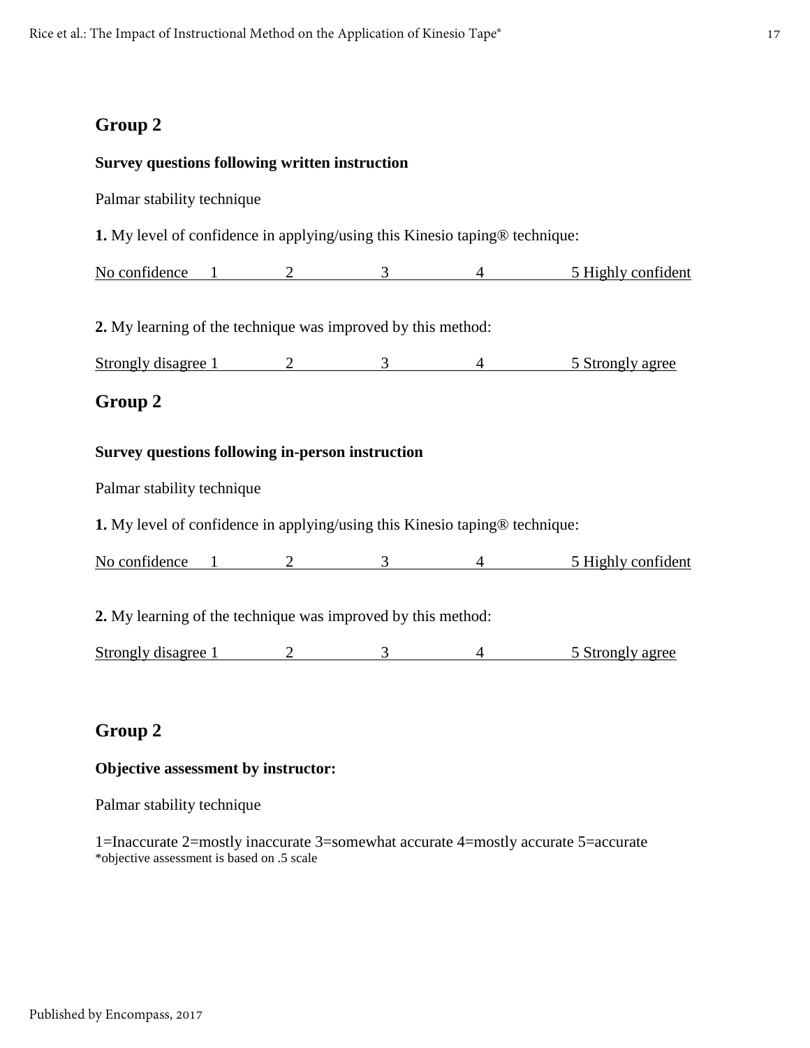## Group 2

**Survey questions following written instruction**

Palmar stability technique

**1.** My level of confidence in applying/using this Kinesio taping® technique:

No confidence 1 2 3 4 5 Highly confident

**2.** My learning of the technique was improved by this method:

Strongly disagree 1 2 3 4 5 Strongly agree

## Group 2

**Survey questions following in-person instruction**

Palmar stability technique

**1.** My level of confidence in applying/using this Kinesio taping® technique:

No confidence 1 2 3 4 5 Highly confident

**2.** My learning of the technique was improved by this method:

Strongly disagree 1 2 3 4 5 Strongly agree

## Group 2

**Objective assessment by instructor:**

Palmar stability technique

1=Inaccurate 2=mostly inaccurate 3=somewhat accurate 4=mostly accurate 5=accurate
*objective assessment is based on .5 scale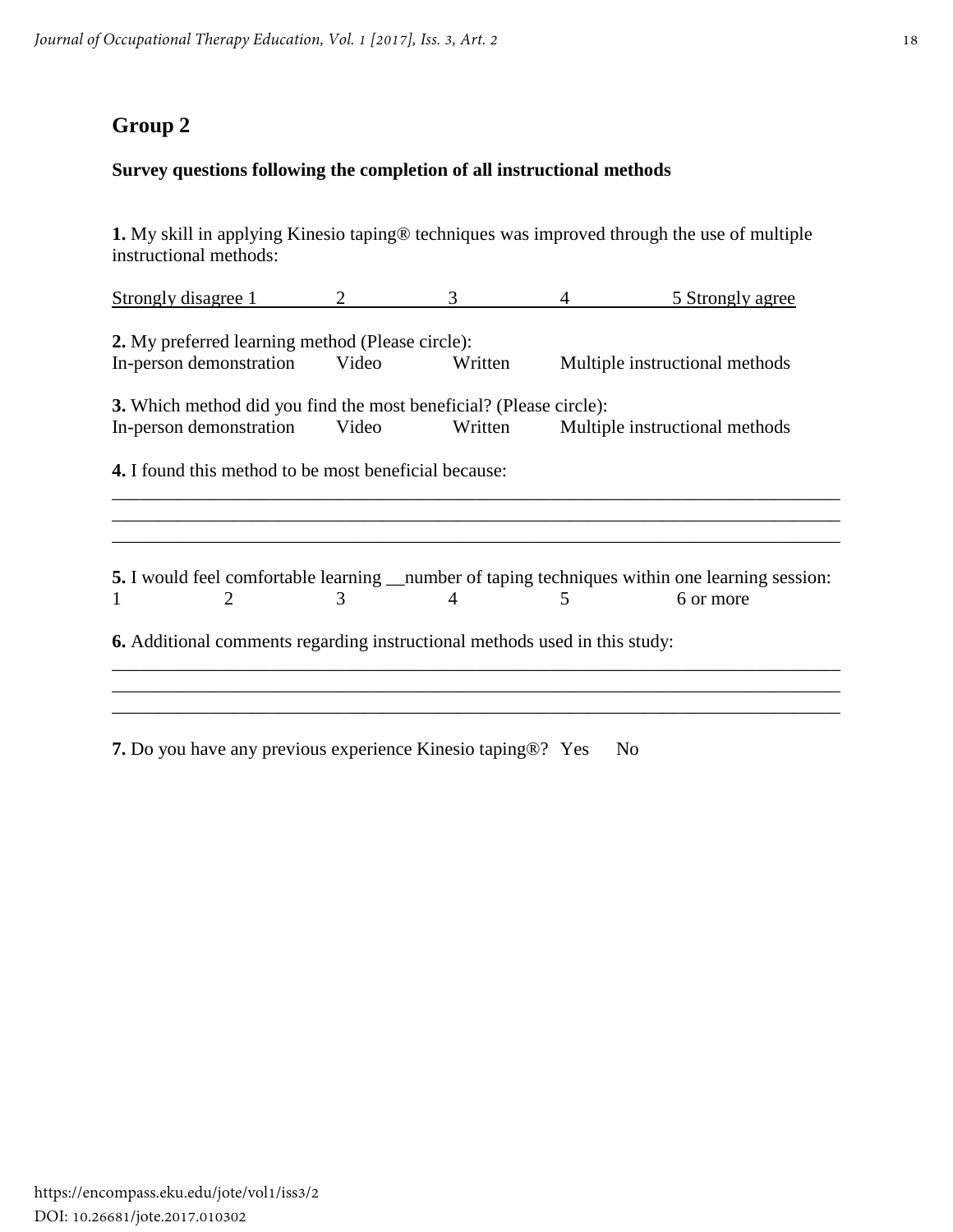## Group 2

**Survey questions following the completion of all instructional methods**

**1.** My skill in applying Kinesio taping® techniques was improved through the use of multiple instructional methods:

Strongly disagree 1 2 3 4 5 Strongly agree

**2.** My preferred learning method (Please circle):
In-person demonstration Video Written Multiple instructional methods

**3.** Which method did you find the most beneficial? (Please circle):
In-person demonstration Video Written Multiple instructional methods

**4.** I found this method to be most beneficial because:
______________________________________________________________________________
______________________________________________________________________________
______________________________________________________________________________

**5.** I would feel comfortable learning __number of taping techniques within one learning session:
1 2 3 4 5 6 or more

**6.** Additional comments regarding instructional methods used in this study:
______________________________________________________________________________
______________________________________________________________________________
______________________________________________________________________________

**7.** Do you have any previous experience Kinesio taping®? Yes No